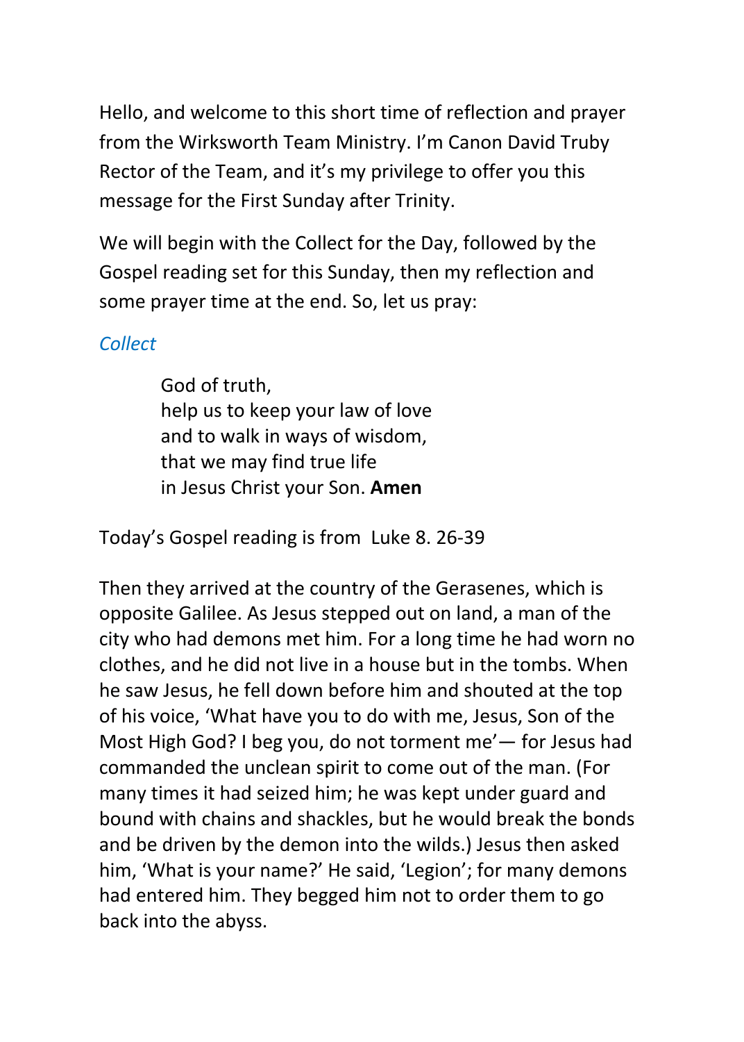Hello, and welcome to this short time of reflection and prayer from the Wirksworth Team Ministry. I'm Canon David Truby Rector of the Team, and it's my privilege to offer you this message for the First Sunday after Trinity.

We will begin with the Collect for the Day, followed by the Gospel reading set for this Sunday, then my reflection and some prayer time at the end. So, let us pray:

*Collect*

> God of truth,
> help us to keep your law of love
> and to walk in ways of wisdom,
> that we may find true life
> in Jesus Christ your Son. **Amen**

Today's Gospel reading is from Luke 8. 26-39

Then they arrived at the country of the Gerasenes, which is opposite Galilee. As Jesus stepped out on land, a man of the city who had demons met him. For a long time he had worn no clothes, and he did not live in a house but in the tombs. When he saw Jesus, he fell down before him and shouted at the top of his voice, 'What have you to do with me, Jesus, Son of the Most High God? I beg you, do not torment me'— for Jesus had commanded the unclean spirit to come out of the man. (For many times it had seized him; he was kept under guard and bound with chains and shackles, but he would break the bonds and be driven by the demon into the wilds.) Jesus then asked him, 'What is your name?' He said, 'Legion'; for many demons had entered him. They begged him not to order them to go back into the abyss.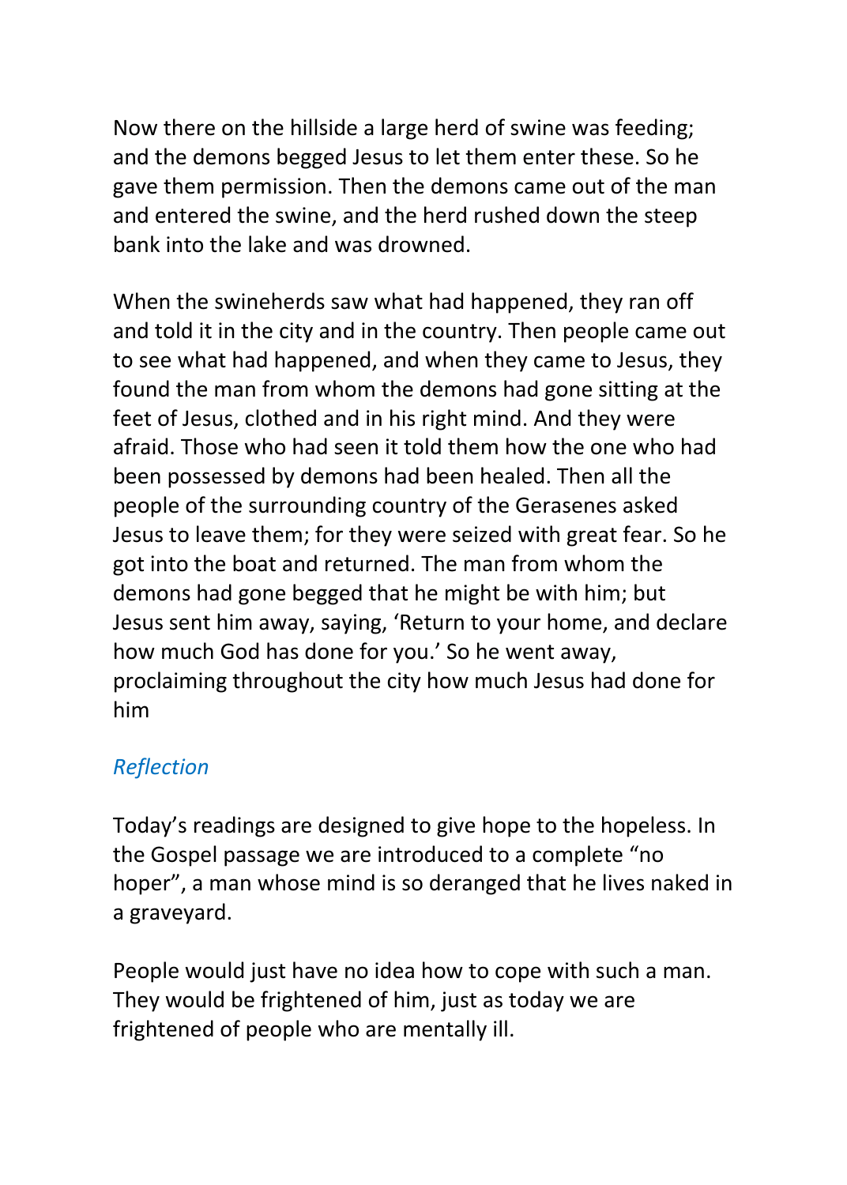Now there on the hillside a large herd of swine was feeding; and the demons begged Jesus to let them enter these. So he gave them permission. Then the demons came out of the man and entered the swine, and the herd rushed down the steep bank into the lake and was drowned.

When the swineherds saw what had happened, they ran off and told it in the city and in the country. Then people came out to see what had happened, and when they came to Jesus, they found the man from whom the demons had gone sitting at the feet of Jesus, clothed and in his right mind. And they were afraid. Those who had seen it told them how the one who had been possessed by demons had been healed. Then all the people of the surrounding country of the Gerasenes asked Jesus to leave them; for they were seized with great fear. So he got into the boat and returned. The man from whom the demons had gone begged that he might be with him; but Jesus sent him away, saying, 'Return to your home, and declare how much God has done for you.' So he went away, proclaiming throughout the city how much Jesus had done for him

## *Reflection*

Today's readings are designed to give hope to the hopeless. In the Gospel passage we are introduced to a complete "no hoper", a man whose mind is so deranged that he lives naked in a graveyard.

People would just have no idea how to cope with such a man. They would be frightened of him, just as today we are frightened of people who are mentally ill.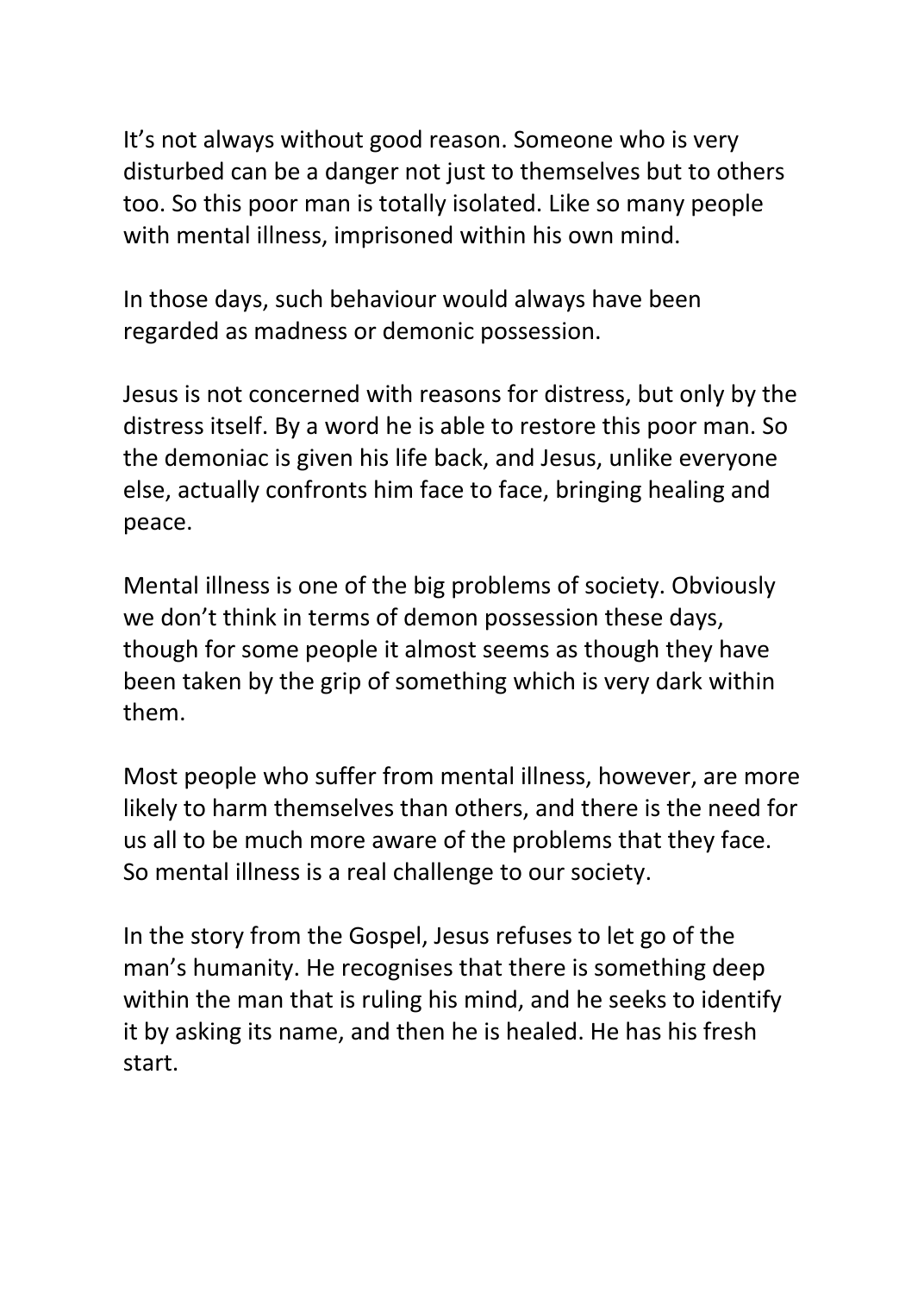It's not always without good reason. Someone who is very disturbed can be a danger not just to themselves but to others too. So this poor man is totally isolated. Like so many people with mental illness, imprisoned within his own mind.

In those days, such behaviour would always have been regarded as madness or demonic possession.

Jesus is not concerned with reasons for distress, but only by the distress itself. By a word he is able to restore this poor man. So the demoniac is given his life back, and Jesus, unlike everyone else, actually confronts him face to face, bringing healing and peace.

Mental illness is one of the big problems of society. Obviously we don't think in terms of demon possession these days, though for some people it almost seems as though they have been taken by the grip of something which is very dark within them.

Most people who suffer from mental illness, however, are more likely to harm themselves than others, and there is the need for us all to be much more aware of the problems that they face. So mental illness is a real challenge to our society.

In the story from the Gospel, Jesus refuses to let go of the man's humanity. He recognises that there is something deep within the man that is ruling his mind, and he seeks to identify it by asking its name, and then he is healed. He has his fresh start.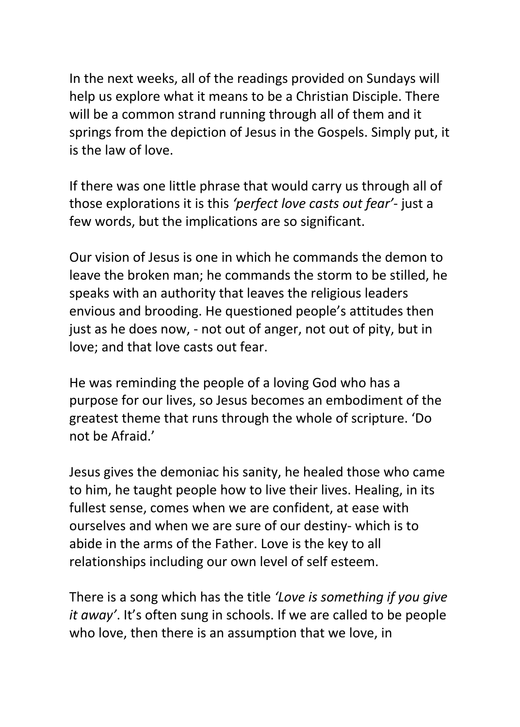In the next weeks, all of the readings provided on Sundays will help us explore what it means to be a Christian Disciple. There will be a common strand running through all of them and it springs from the depiction of Jesus in the Gospels. Simply put, it is the law of love.

If there was one little phrase that would carry us through all of those explorations it is this *'perfect love casts out fear'*- just a few words, but the implications are so significant.

Our vision of Jesus is one in which he commands the demon to leave the broken man; he commands the storm to be stilled, he speaks with an authority that leaves the religious leaders envious and brooding. He questioned people's attitudes then just as he does now, - not out of anger, not out of pity, but in love; and that love casts out fear.

He was reminding the people of a loving God who has a purpose for our lives, so Jesus becomes an embodiment of the greatest theme that runs through the whole of scripture. 'Do not be Afraid.'

Jesus gives the demoniac his sanity, he healed those who came to him, he taught people how to live their lives. Healing, in its fullest sense, comes when we are confident, at ease with ourselves and when we are sure of our destiny- which is to abide in the arms of the Father. Love is the key to all relationships including our own level of self esteem.

There is a song which has the title *'Love is something if you give it away'*. It's often sung in schools. If we are called to be people who love, then there is an assumption that we love, in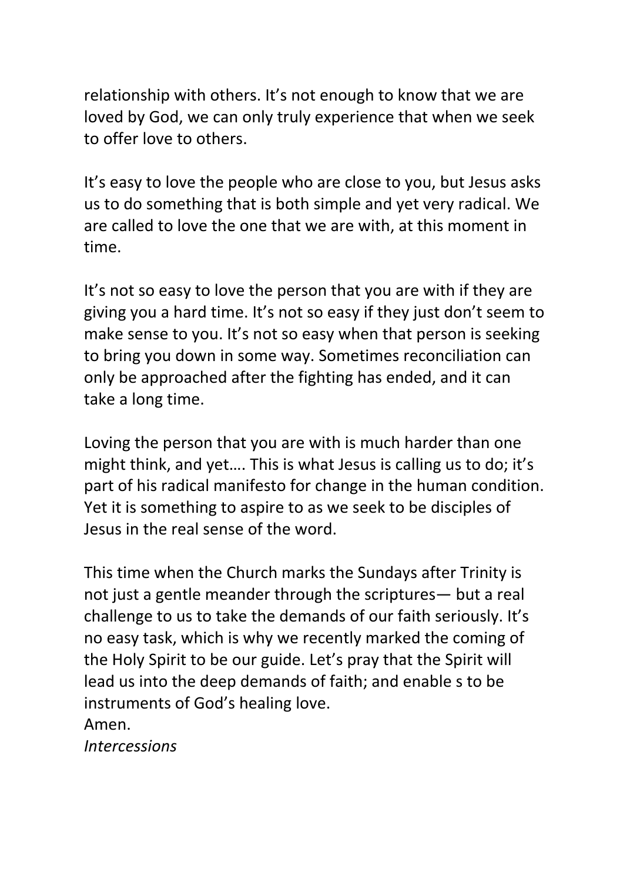relationship with others. It's not enough to know that we are loved by God, we can only truly experience that when we seek to offer love to others.

It's easy to love the people who are close to you, but Jesus asks us to do something that is both simple and yet very radical. We are called to love the one that we are with, at this moment in time.

It's not so easy to love the person that you are with if they are giving you a hard time. It's not so easy if they just don't seem to make sense to you. It's not so easy when that person is seeking to bring you down in some way. Sometimes reconciliation can only be approached after the fighting has ended, and it can take a long time.

Loving the person that you are with is much harder than one might think, and yet…. This is what Jesus is calling us to do; it's part of his radical manifesto for change in the human condition. Yet it is something to aspire to as we seek to be disciples of Jesus in the real sense of the word.

This time when the Church marks the Sundays after Trinity is not just a gentle meander through the scriptures— but a real challenge to us to take the demands of our faith seriously. It's no easy task, which is why we recently marked the coming of the Holy Spirit to be our guide. Let's pray that the Spirit will lead us into the deep demands of faith; and enable s to be instruments of God's healing love.
Amen.
*Intercessions*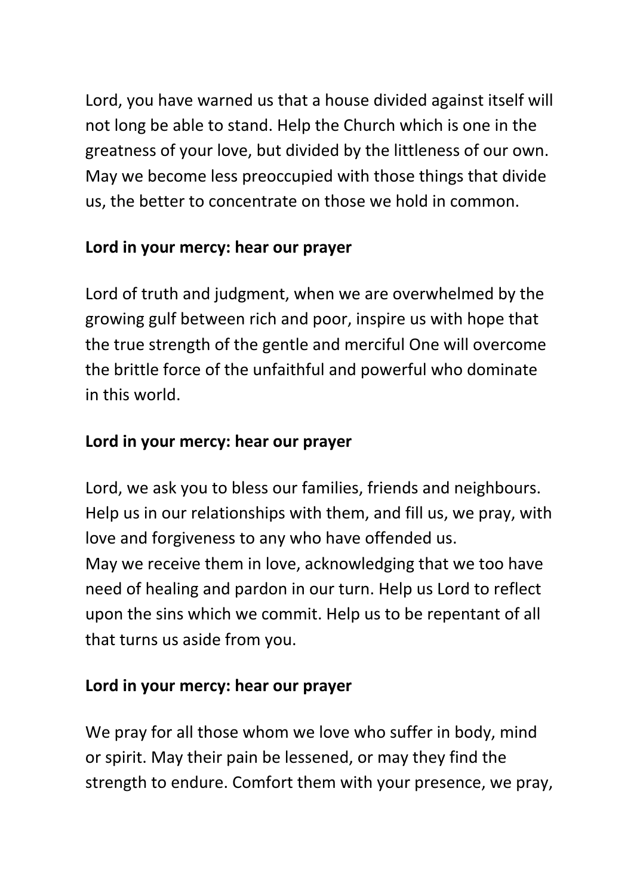Lord, you have warned us that a house divided against itself will not long be able to stand. Help the Church which is one in the greatness of your love, but divided by the littleness of our own. May we become less preoccupied with those things that divide us, the better to concentrate on those we hold in common.

**Lord in your mercy: hear our prayer**

Lord of truth and judgment, when we are overwhelmed by the growing gulf between rich and poor, inspire us with hope that the true strength of the gentle and merciful One will overcome the brittle force of the unfaithful and powerful who dominate in this world.

**Lord in your mercy: hear our prayer**

Lord, we ask you to bless our families, friends and neighbours. Help us in our relationships with them, and fill us, we pray, with love and forgiveness to any who have offended us.
May we receive them in love, acknowledging that we too have need of healing and pardon in our turn. Help us Lord to reflect upon the sins which we commit. Help us to be repentant of all that turns us aside from you.

**Lord in your mercy: hear our prayer**

We pray for all those whom we love who suffer in body, mind or spirit. May their pain be lessened, or may they find the strength to endure. Comfort them with your presence, we pray,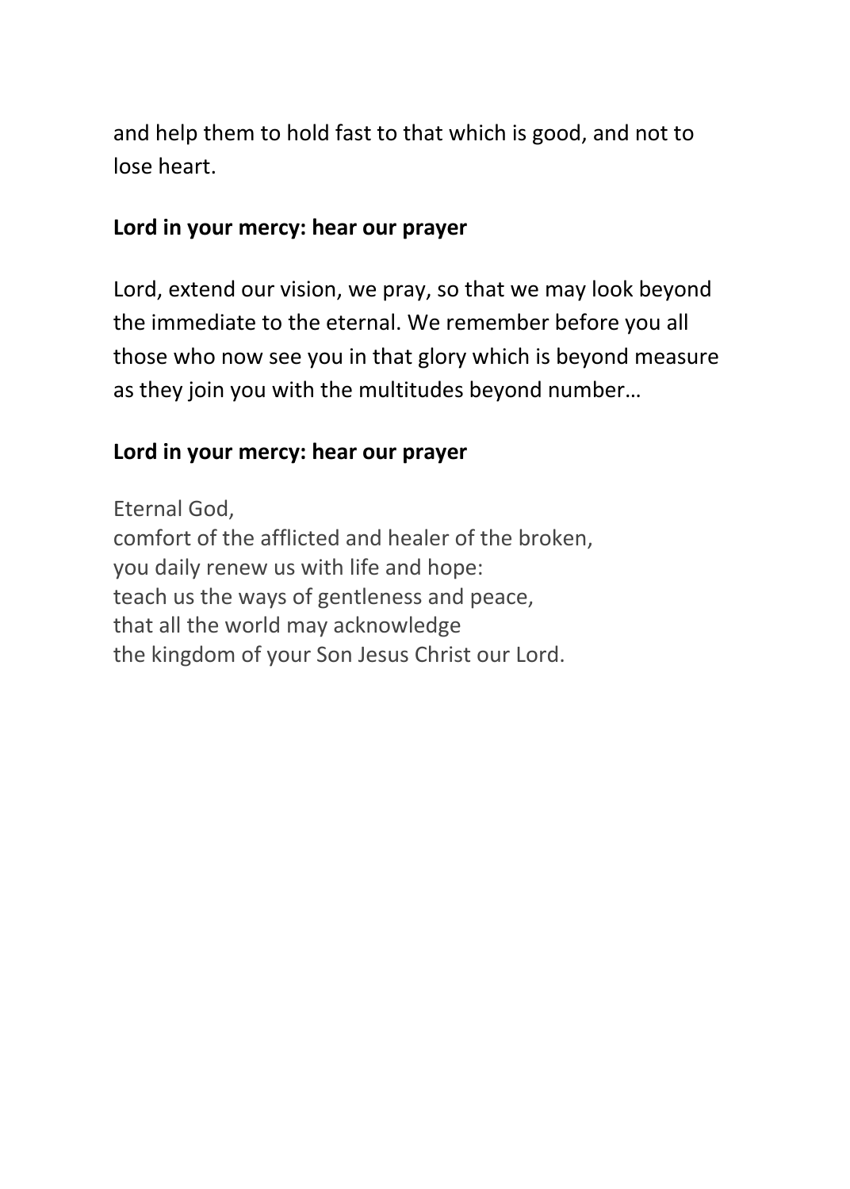and help them to hold fast to that which is good, and not to lose heart.

**Lord in your mercy: hear our prayer**

Lord, extend our vision, we pray, so that we may look beyond the immediate to the eternal. We remember before you all those who now see you in that glory which is beyond measure as they join you with the multitudes beyond number…

**Lord in your mercy: hear our prayer**

Eternal God,
comfort of the afflicted and healer of the broken,
you daily renew us with life and hope:
teach us the ways of gentleness and peace,
that all the world may acknowledge
the kingdom of your Son Jesus Christ our Lord.